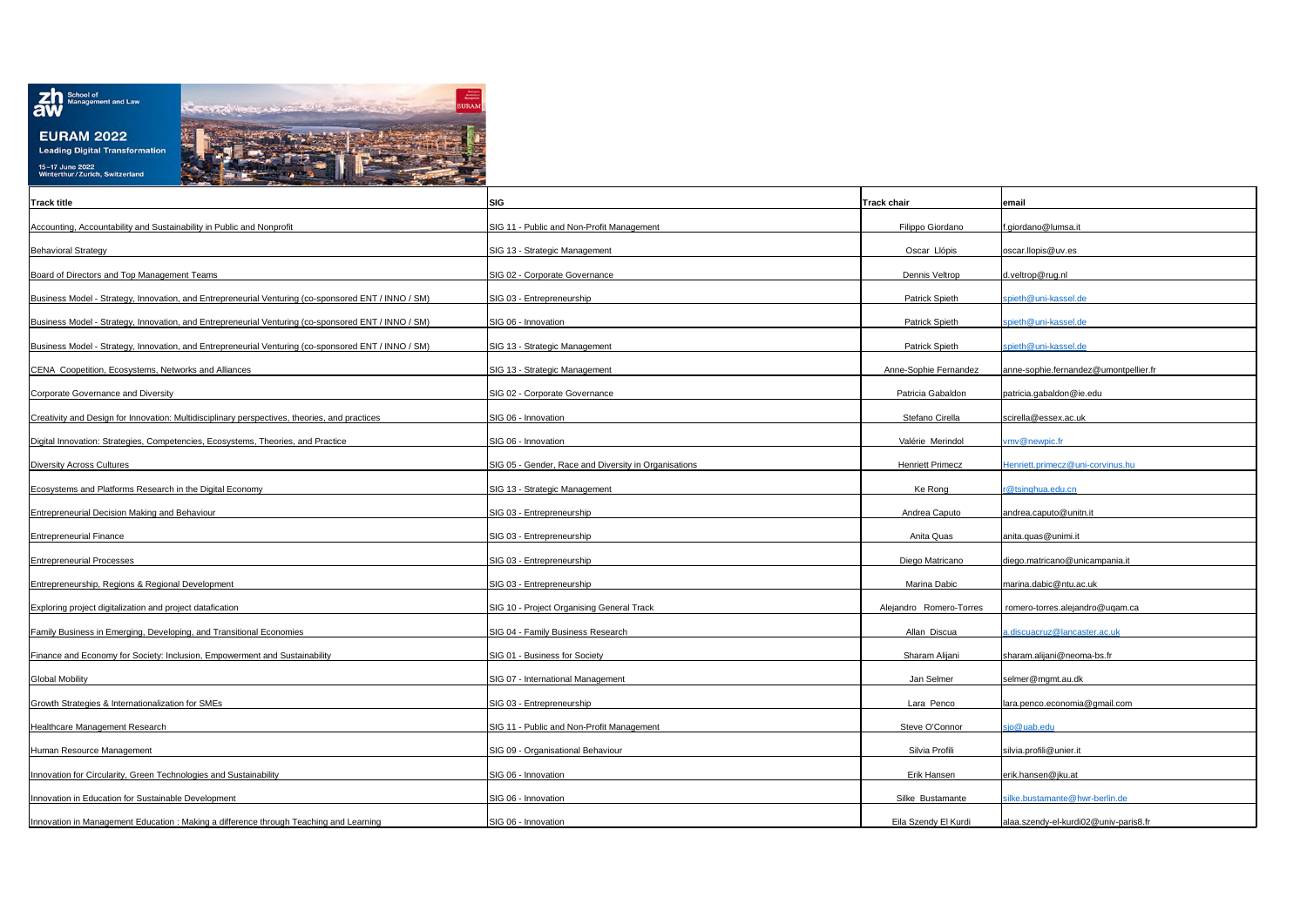# EURAM 2022

**Leading Digital Transformation**

15–17 June 2022
Winterthur/Zurich, Switzerland

| Track title | SIG | Track chair | email |
|---|---|---|---|
| Accounting, Accountability and Sustainability in Public and Nonprofit | SIG 11 - Public and Non-Profit Management | Filippo Giordano | f.giordano@lumsa.it |
| Behavioral Strategy | SIG 13 - Strategic Management | Oscar Llópis | oscar.llopis@uv.es |
| Board of Directors and Top Management Teams | SIG 02 - Corporate Governance | Dennis Veltrop | d.veltrop@rug.nl |
| Business Model - Strategy, Innovation, and Entrepreneurial Venturing (co-sponsored ENT / INNO / SM) | SIG 03 - Entrepreneurship | Patrick Spieth | spieth@uni-kassel.de |
| Business Model - Strategy, Innovation, and Entrepreneurial Venturing (co-sponsored ENT / INNO / SM) | SIG 06 - Innovation | Patrick Spieth | spieth@uni-kassel.de |
| Business Model - Strategy, Innovation, and Entrepreneurial Venturing (co-sponsored ENT / INNO / SM) | SIG 13 - Strategic Management | Patrick Spieth | spieth@uni-kassel.de |
| CENA Coopetition, Ecosystems, Networks and Alliances | SIG 13 - Strategic Management | Anne-Sophie Fernandez | anne-sophie.fernandez@umontpellier.fr |
| Corporate Governance and Diversity | SIG 02 - Corporate Governance | Patricia Gabaldon | patricia.gabaldon@ie.edu |
| Creativity and Design for Innovation: Multidisciplinary perspectives, theories, and practices | SIG 06 - Innovation | Stefano Cirella | scirella@essex.ac.uk |
| Digital Innovation: Strategies, Competencies, Ecosystems, Theories, and Practice | SIG 06 - Innovation | Valérie Merindol | vmv@newpic.fr |
| Diversity Across Cultures | SIG 05 - Gender, Race and Diversity in Organisations | Henriett Primecz | Henriett.primecz@uni-corvinus.hu |
| Ecosystems and Platforms Research in the Digital Economy | SIG 13 - Strategic Management | Ke Rong | r@tsinghua.edu.cn |
| Entrepreneurial Decision Making and Behaviour | SIG 03 - Entrepreneurship | Andrea Caputo | andrea.caputo@unitn.it |
| Entrepreneurial Finance | SIG 03 - Entrepreneurship | Anita Quas | anita.quas@unimi.it |
| Entrepreneurial Processes | SIG 03 - Entrepreneurship | Diego Matricano | diego.matricano@unicampania.it |
| Entrepreneurship, Regions & Regional Development | SIG 03 - Entrepreneurship | Marina Dabic | marina.dabic@ntu.ac.uk |
| Exploring project digitalization and project datafication | SIG 10 - Project Organising General Track | Alejandro Romero-Torres | romero-torres.alejandro@uqam.ca |
| Family Business in Emerging, Developing, and Transitional Economies | SIG 04 - Family Business Research | Allan Discua | a.discuacruz@lancaster.ac.uk |
| Finance and Economy for Society: Inclusion, Empowerment and Sustainability | SIG 01 - Business for Society | Sharam Alijani | sharam.alijani@neoma-bs.fr |
| Global Mobility | SIG 07 - International Management | Jan Selmer | selmer@mgmt.au.dk |
| Growth Strategies & Internationalization for SMEs | SIG 03 - Entrepreneurship | Lara Penco | lara.penco.economia@gmail.com |
| Healthcare Management Research | SIG 11 - Public and Non-Profit Management | Steve O'Connor | sjo@uab.edu |
| Human Resource Management | SIG 09 - Organisational Behaviour | Silvia Profili | silvia.profili@unier.it |
| Innovation for Circularity, Green Technologies and Sustainability | SIG 06 - Innovation | Erik Hansen | erik.hansen@jku.at |
| Innovation in Education for Sustainable Development | SIG 06 - Innovation | Silke Bustamante | silke.bustamante@hwr-berlin.de |
| Innovation in Management Education : Making a difference through Teaching and Learning | SIG 06 - Innovation | Eila Szendy El Kurdi | alaa.szendy-el-kurdi02@univ-paris8.fr |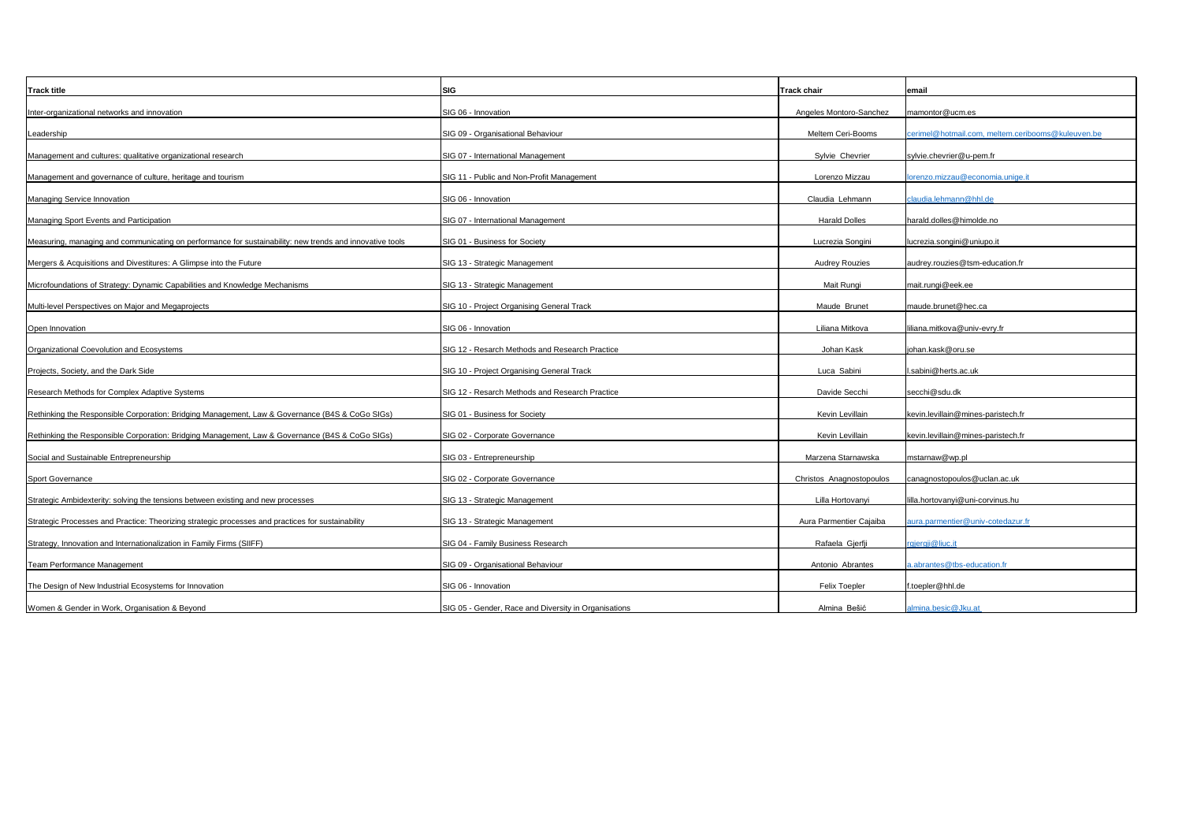| Track title | SIG | Track chair | email |
|---|---|---|---|
| Inter-organizational networks and innovation | SIG 06 - Innovation | Angeles Montoro-Sanchez | mamontor@ucm.es |
| Leadership | SIG 09 - Organisational Behaviour | Meltem Ceri-Booms | cerimel@hotmail.com, meltem.ceribooms@kuleuven.be |
| Management and cultures: qualitative organizational research | SIG 07 - International Management | Sylvie Chevrier | sylvie.chevrier@u-pem.fr |
| Management and governance of culture, heritage and tourism | SIG 11 - Public and Non-Profit Management | Lorenzo Mizzau | lorenzo.mizzau@economia.unige.it |
| Managing Service Innovation | SIG 06 - Innovation | Claudia Lehmann | claudia.lehmann@hhl.de |
| Managing Sport Events and Participation | SIG 07 - International Management | Harald Dolles | harald.dolles@himolde.no |
| Measuring, managing and communicating on performance for sustainability: new trends and innovative tools | SIG 01 - Business for Society | Lucrezia Songini | lucrezia.songini@uniupo.it |
| Mergers & Acquisitions and Divestitures: A Glimpse into the Future | SIG 13 - Strategic Management | Audrey Rouzies | audrey.rouzies@tsm-education.fr |
| Microfoundations of Strategy: Dynamic Capabilities and Knowledge Mechanisms | SIG 13 - Strategic Management | Mait Rungi | mait.rungi@eek.ee |
| Multi-level Perspectives on Major and Megaprojects | SIG 10 - Project Organising General Track | Maude Brunet | maude.brunet@hec.ca |
| Open Innovation | SIG 06 - Innovation | Liliana Mitkova | liliana.mitkova@univ-evry.fr |
| Organizational Coevolution and Ecosystems | SIG 12 - Resarch Methods and Research Practice | Johan Kask | johan.kask@oru.se |
| Projects, Society, and the Dark Side | SIG 10 - Project Organising General Track | Luca Sabini | l.sabini@herts.ac.uk |
| Research Methods for Complex Adaptive Systems | SIG 12 - Resarch Methods and Research Practice | Davide Secchi | secchi@sdu.dk |
| Rethinking the Responsible Corporation: Bridging Management, Law & Governance (B4S & CoGo SIGs) | SIG 01 - Business for Society | Kevin Levillain | kevin.levillain@mines-paristech.fr |
| Rethinking the Responsible Corporation: Bridging Management, Law & Governance (B4S & CoGo SIGs) | SIG 02 - Corporate Governance | Kevin Levillain | kevin.levillain@mines-paristech.fr |
| Social and Sustainable Entrepreneurship | SIG 03 - Entrepreneurship | Marzena Starnawska | mstarnaw@wp.pl |
| Sport Governance | SIG 02 - Corporate Governance | Christos Anagnostopoulos | canagnostopoulos@uclan.ac.uk |
| Strategic Ambidexterity: solving the tensions between existing and new processes | SIG 13 - Strategic Management | Lilla Hortovanyi | lilla.hortovanyi@uni-corvinus.hu |
| Strategic Processes and Practice: Theorizing strategic processes and practices for sustainability | SIG 13 - Strategic Management | Aura Parmentier Cajaiba | aura.parmentier@univ-cotedazur.fr |
| Strategy, Innovation and Internationalization in Family Firms (SIIFF) | SIG 04 - Family Business Research | Rafaela Gjerfji | rgjergji@liuc.it |
| Team Performance Management | SIG 09 - Organisational Behaviour | Antonio Abrantes | a.abrantes@tbs-education.fr |
| The Design of New Industrial Ecosystems for Innovation | SIG 06 - Innovation | Felix Toepler | f.toepler@hhl.de |
| Women & Gender in Work, Organisation & Beyond | SIG 05 - Gender, Race and Diversity in Organisations | Almina Bešić | almina.besic@Jku.at |